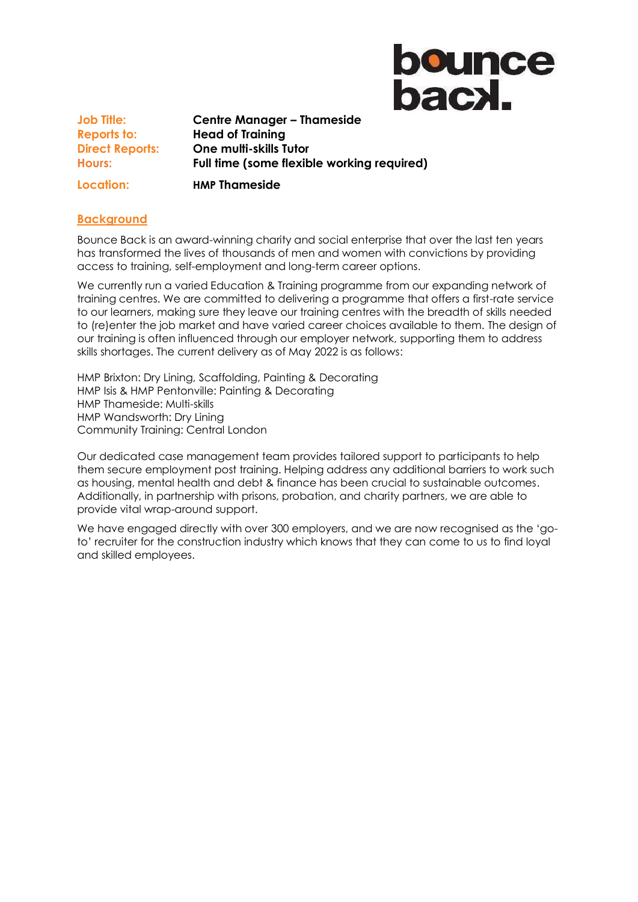bounce back.

| | |
|---|---|
| **Job Title:** | **Centre Manager – Thameside** |
| **Reports to:** | **Head of Training** |
| **Direct Reports:** | **One multi-skills Tutor** |
| **Hours:** | **Full time (some flexible working required)** |
| **Location:** | **HMP Thameside** |

## Background

Bounce Back is an award-winning charity and social enterprise that over the last ten years has transformed the lives of thousands of men and women with convictions by providing access to training, self-employment and long-term career options.

We currently run a varied Education & Training programme from our expanding network of training centres. We are committed to delivering a programme that offers a first-rate service to our learners, making sure they leave our training centres with the breadth of skills needed to (re)enter the job market and have varied career choices available to them. The design of our training is often influenced through our employer network, supporting them to address skills shortages. The current delivery as of May 2022 is as follows:

HMP Brixton: Dry Lining, Scaffolding, Painting & Decorating
HMP Isis & HMP Pentonville: Painting & Decorating
HMP Thameside: Multi-skills
HMP Wandsworth: Dry Lining
Community Training: Central London

Our dedicated case management team provides tailored support to participants to help them secure employment post training. Helping address any additional barriers to work such as housing, mental health and debt & finance has been crucial to sustainable outcomes. Additionally, in partnership with prisons, probation, and charity partners, we are able to provide vital wrap-around support.

We have engaged directly with over 300 employers, and we are now recognised as the 'go-to' recruiter for the construction industry which knows that they can come to us to find loyal and skilled employees.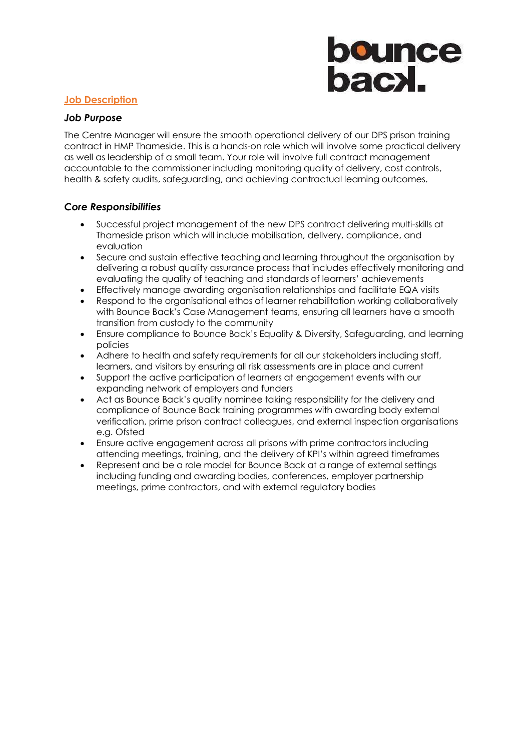## Job Description

### *Job Purpose*

The Centre Manager will ensure the smooth operational delivery of our DPS prison training contract in HMP Thameside. This is a hands-on role which will involve some practical delivery as well as leadership of a small team. Your role will involve full contract management accountable to the commissioner including monitoring quality of delivery, cost controls, health & safety audits, safeguarding, and achieving contractual learning outcomes.

### *Core Responsibilities*

- Successful project management of the new DPS contract delivering multi-skills at Thameside prison which will include mobilisation, delivery, compliance, and evaluation
- Secure and sustain effective teaching and learning throughout the organisation by delivering a robust quality assurance process that includes effectively monitoring and evaluating the quality of teaching and standards of learners' achievements
- Effectively manage awarding organisation relationships and facilitate EQA visits
- Respond to the organisational ethos of learner rehabilitation working collaboratively with Bounce Back's Case Management teams, ensuring all learners have a smooth transition from custody to the community
- Ensure compliance to Bounce Back's Equality & Diversity, Safeguarding, and learning policies
- Adhere to health and safety requirements for all our stakeholders including staff, learners, and visitors by ensuring all risk assessments are in place and current
- Support the active participation of learners at engagement events with our expanding network of employers and funders
- Act as Bounce Back's quality nominee taking responsibility for the delivery and compliance of Bounce Back training programmes with awarding body external verification, prime prison contract colleagues, and external inspection organisations e.g. Ofsted
- Ensure active engagement across all prisons with prime contractors including attending meetings, training, and the delivery of KPI's within agreed timeframes
- Represent and be a role model for Bounce Back at a range of external settings including funding and awarding bodies, conferences, employer partnership meetings, prime contractors, and with external regulatory bodies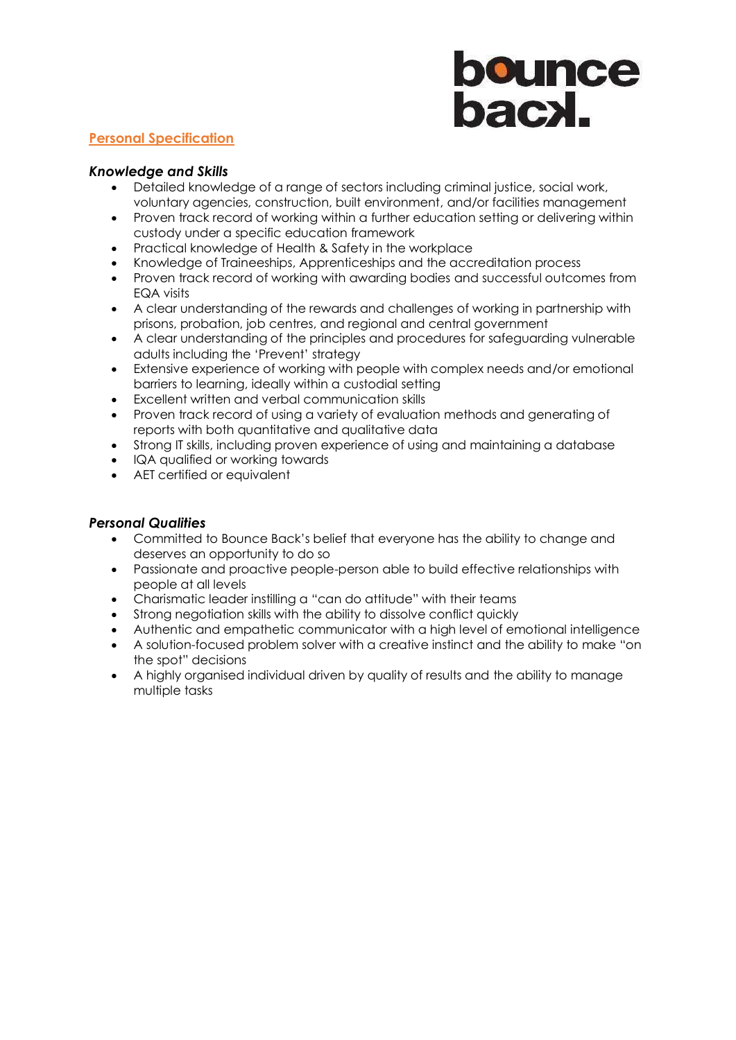## Personal Specification

### *Knowledge and Skills*

- Detailed knowledge of a range of sectors including criminal justice, social work, voluntary agencies, construction, built environment, and/or facilities management
- Proven track record of working within a further education setting or delivering within custody under a specific education framework
- Practical knowledge of Health & Safety in the workplace
- Knowledge of Traineeships, Apprenticeships and the accreditation process
- Proven track record of working with awarding bodies and successful outcomes from EQA visits
- A clear understanding of the rewards and challenges of working in partnership with prisons, probation, job centres, and regional and central government
- A clear understanding of the principles and procedures for safeguarding vulnerable adults including the 'Prevent' strategy
- Extensive experience of working with people with complex needs and/or emotional barriers to learning, ideally within a custodial setting
- Excellent written and verbal communication skills
- Proven track record of using a variety of evaluation methods and generating of reports with both quantitative and qualitative data
- Strong IT skills, including proven experience of using and maintaining a database
- IQA qualified or working towards
- AET certified or equivalent

### *Personal Qualities*

- Committed to Bounce Back's belief that everyone has the ability to change and deserves an opportunity to do so
- Passionate and proactive people-person able to build effective relationships with people at all levels
- Charismatic leader instilling a "can do attitude" with their teams
- Strong negotiation skills with the ability to dissolve conflict quickly
- Authentic and empathetic communicator with a high level of emotional intelligence
- A solution-focused problem solver with a creative instinct and the ability to make "on the spot" decisions
- A highly organised individual driven by quality of results and the ability to manage multiple tasks